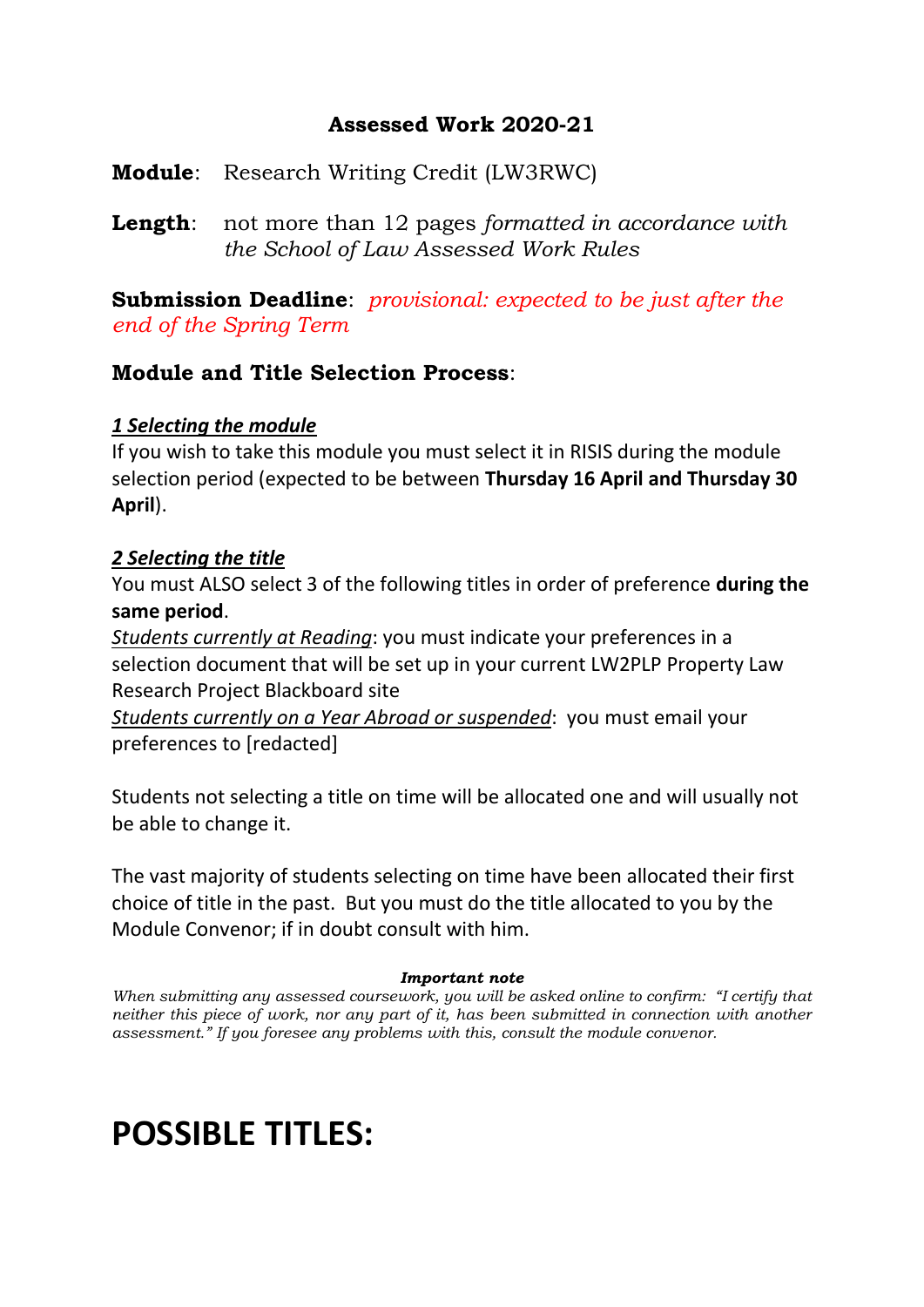## Assessed Work 2020-21

**Module**: Research Writing Credit (LW3RWC)

**Length**: not more than 12 pages *formatted in accordance with the School of Law Assessed Work Rules*

**Submission Deadline**: *provisional: expected to be just after the end of the Spring Term*

### Module and Title Selection Process:

***1 Selecting the module***

If you wish to take this module you must select it in RISIS during the module selection period (expected to be between **Thursday 16 April and Thursday 30 April**).

***2 Selecting the title***

You must ALSO select 3 of the following titles in order of preference **during the same period**.

*Students currently at Reading*: you must indicate your preferences in a selection document that will be set up in your current LW2PLP Property Law Research Project Blackboard site

*Students currently on a Year Abroad or suspended*: you must email your preferences to [redacted]

Students not selecting a title on time will be allocated one and will usually not be able to change it.

The vast majority of students selecting on time have been allocated their first choice of title in the past. But you must do the title allocated to you by the Module Convenor; if in doubt consult with him.

***Important note***

*When submitting any assessed coursework, you will be asked online to confirm: "I certify that neither this piece of work, nor any part of it, has been submitted in connection with another assessment." If you foresee any problems with this, consult the module convenor.*

# POSSIBLE TITLES: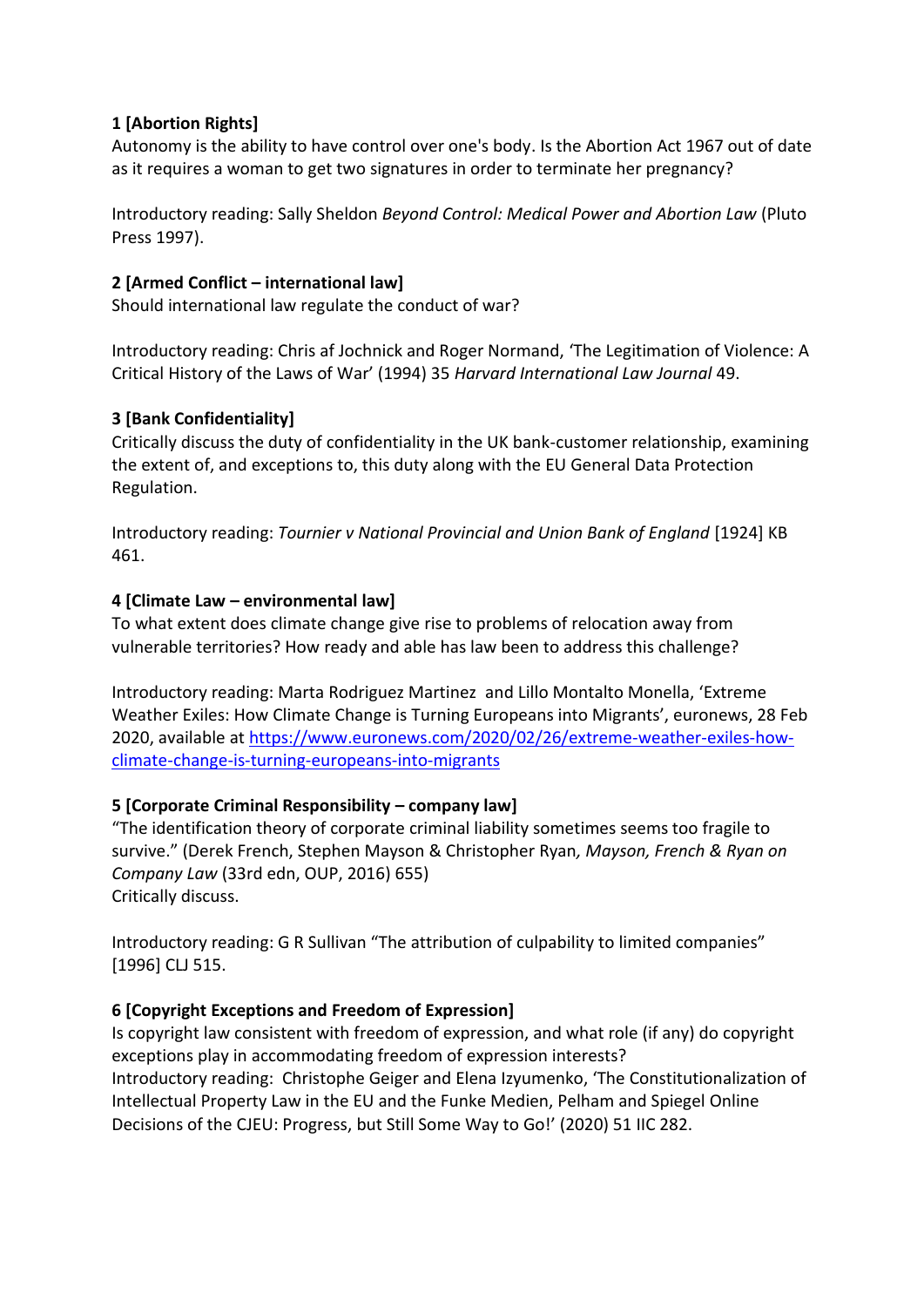**1 [Abortion Rights]**
Autonomy is the ability to have control over one's body. Is the Abortion Act 1967 out of date as it requires a woman to get two signatures in order to terminate her pregnancy?

Introductory reading: Sally Sheldon *Beyond Control: Medical Power and Abortion Law* (Pluto Press 1997).

**2 [Armed Conflict – international law]**
Should international law regulate the conduct of war?

Introductory reading: Chris af Jochnick and Roger Normand, 'The Legitimation of Violence: A Critical History of the Laws of War' (1994) 35 *Harvard International Law Journal* 49.

**3 [Bank Confidentiality]**
Critically discuss the duty of confidentiality in the UK bank-customer relationship, examining the extent of, and exceptions to, this duty along with the EU General Data Protection Regulation.

Introductory reading: *Tournier v National Provincial and Union Bank of England* [1924] KB 461.

**4 [Climate Law – environmental law]**
To what extent does climate change give rise to problems of relocation away from vulnerable territories? How ready and able has law been to address this challenge?

Introductory reading: Marta Rodriguez Martinez and Lillo Montalto Monella, 'Extreme Weather Exiles: How Climate Change is Turning Europeans into Migrants', euronews, 28 Feb 2020, available at [https://www.euronews.com/2020/02/26/extreme-weather-exiles-how-climate-change-is-turning-europeans-into-migrants](https://www.euronews.com/2020/02/26/extreme-weather-exiles-how-climate-change-is-turning-europeans-into-migrants)

**5 [Corporate Criminal Responsibility – company law]**
"The identification theory of corporate criminal liability sometimes seems too fragile to survive." (Derek French, Stephen Mayson & Christopher Ryan*, Mayson, French & Ryan on Company Law* (33rd edn, OUP, 2016) 655)
Critically discuss.

Introductory reading: G R Sullivan "The attribution of culpability to limited companies" [1996] CLJ 515.

**6 [Copyright Exceptions and Freedom of Expression]**
Is copyright law consistent with freedom of expression, and what role (if any) do copyright exceptions play in accommodating freedom of expression interests?
Introductory reading: Christophe Geiger and Elena Izyumenko, 'The Constitutionalization of Intellectual Property Law in the EU and the Funke Medien, Pelham and Spiegel Online Decisions of the CJEU: Progress, but Still Some Way to Go!' (2020) 51 IIC 282.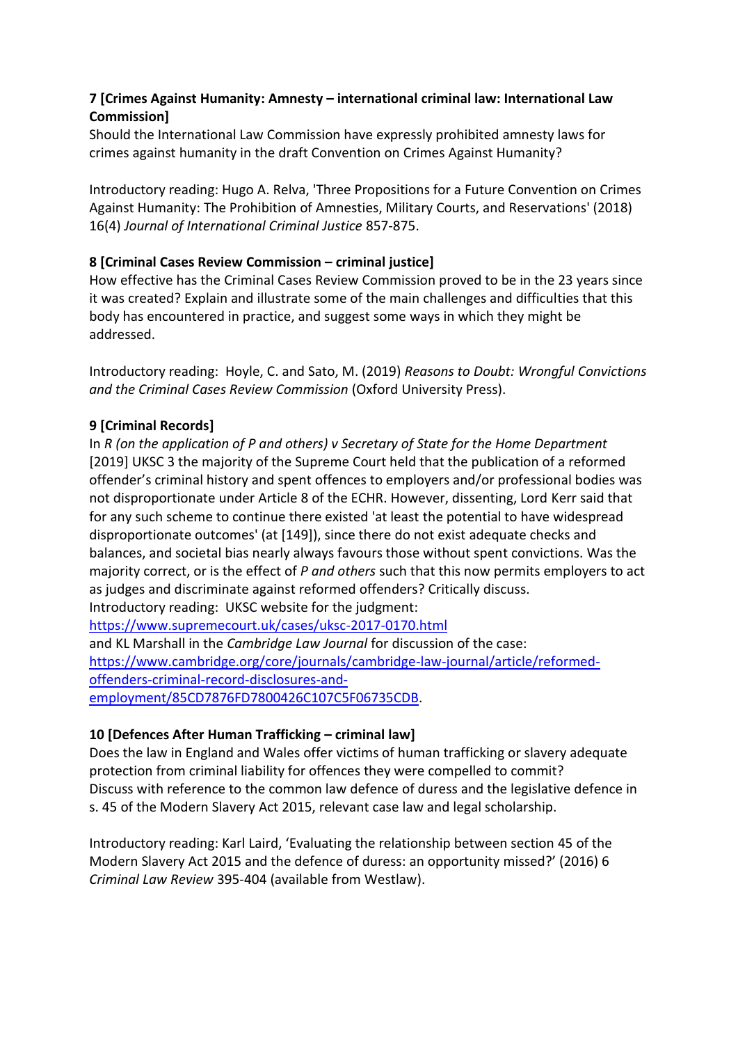**7 [Crimes Against Humanity: Amnesty – international criminal law: International Law Commission]**

Should the International Law Commission have expressly prohibited amnesty laws for crimes against humanity in the draft Convention on Crimes Against Humanity?

Introductory reading: Hugo A. Relva, 'Three Propositions for a Future Convention on Crimes Against Humanity: The Prohibition of Amnesties, Military Courts, and Reservations' (2018) 16(4) *Journal of International Criminal Justice* 857-875.

**8 [Criminal Cases Review Commission – criminal justice]**

How effective has the Criminal Cases Review Commission proved to be in the 23 years since it was created? Explain and illustrate some of the main challenges and difficulties that this body has encountered in practice, and suggest some ways in which they might be addressed.

Introductory reading: Hoyle, C. and Sato, M. (2019) *Reasons to Doubt: Wrongful Convictions and the Criminal Cases Review Commission* (Oxford University Press).

**9 [Criminal Records]**

In *R (on the application of P and others) v Secretary of State for the Home Department* [2019] UKSC 3 the majority of the Supreme Court held that the publication of a reformed offender's criminal history and spent offences to employers and/or professional bodies was not disproportionate under Article 8 of the ECHR. However, dissenting, Lord Kerr said that for any such scheme to continue there existed 'at least the potential to have widespread disproportionate outcomes' (at [149]), since there do not exist adequate checks and balances, and societal bias nearly always favours those without spent convictions. Was the majority correct, or is the effect of *P and others* such that this now permits employers to act as judges and discriminate against reformed offenders? Critically discuss.
Introductory reading: UKSC website for the judgment:
https://www.supremecourt.uk/cases/uksc-2017-0170.html
and KL Marshall in the *Cambridge Law Journal* for discussion of the case:
https://www.cambridge.org/core/journals/cambridge-law-journal/article/reformed-offenders-criminal-record-disclosures-and-employment/85CD7876FD7800426C107C5F06735CDB.

**10 [Defences After Human Trafficking – criminal law]**

Does the law in England and Wales offer victims of human trafficking or slavery adequate protection from criminal liability for offences they were compelled to commit?
Discuss with reference to the common law defence of duress and the legislative defence in s. 45 of the Modern Slavery Act 2015, relevant case law and legal scholarship.

Introductory reading: Karl Laird, 'Evaluating the relationship between section 45 of the Modern Slavery Act 2015 and the defence of duress: an opportunity missed?' (2016) 6 *Criminal Law Review* 395-404 (available from Westlaw).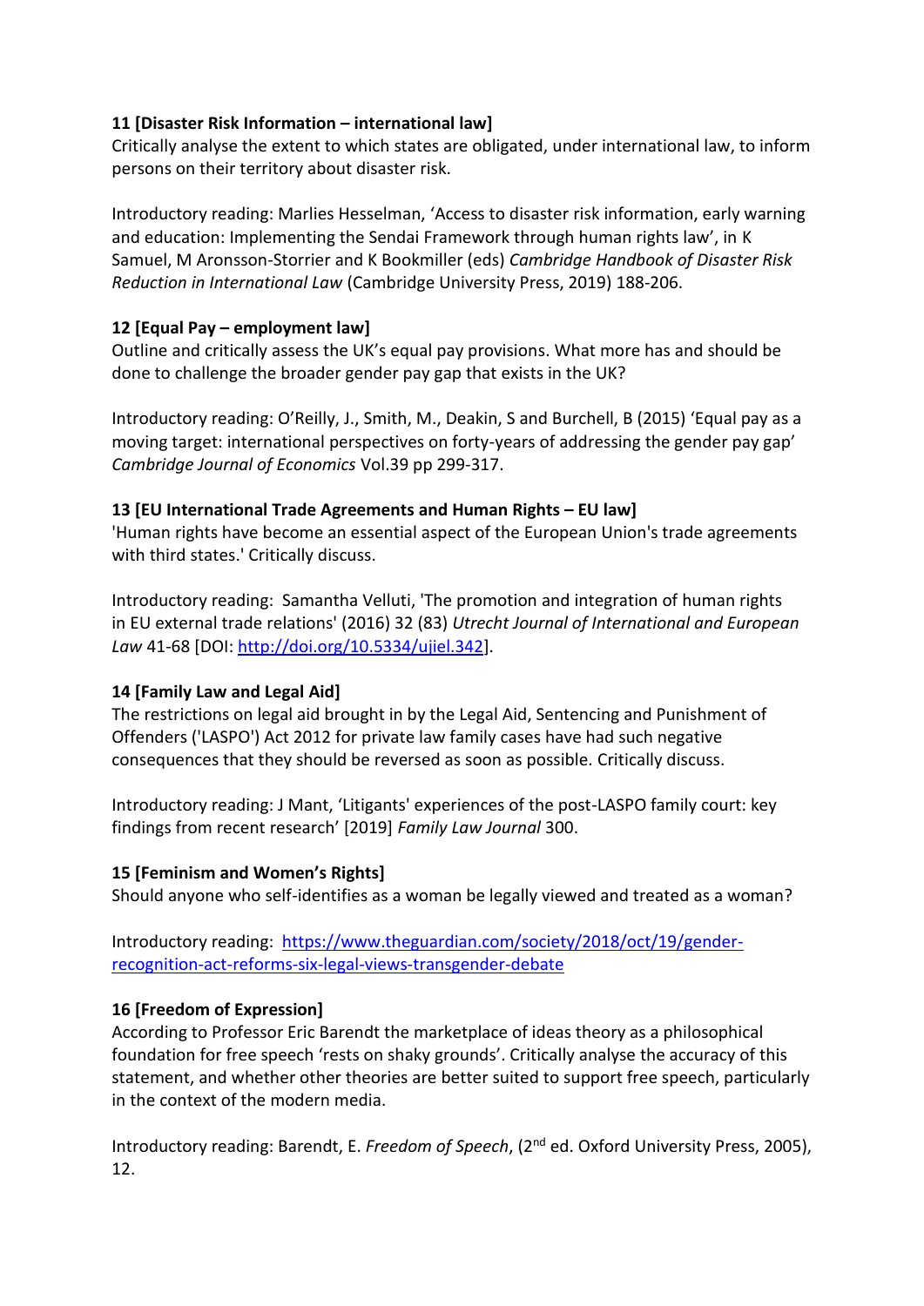**11 [Disaster Risk Information – international law]**
Critically analyse the extent to which states are obligated, under international law, to inform persons on their territory about disaster risk.

Introductory reading: Marlies Hesselman, 'Access to disaster risk information, early warning and education: Implementing the Sendai Framework through human rights law', in K Samuel, M Aronsson-Storrier and K Bookmiller (eds) *Cambridge Handbook of Disaster Risk Reduction in International Law* (Cambridge University Press, 2019) 188-206.

**12 [Equal Pay – employment law]**
Outline and critically assess the UK's equal pay provisions. What more has and should be done to challenge the broader gender pay gap that exists in the UK?

Introductory reading: O'Reilly, J., Smith, M., Deakin, S and Burchell, B (2015) 'Equal pay as a moving target: international perspectives on forty-years of addressing the gender pay gap' *Cambridge Journal of Economics* Vol.39 pp 299-317.

**13 [EU International Trade Agreements and Human Rights – EU law]**
'Human rights have become an essential aspect of the European Union's trade agreements with third states.' Critically discuss.

Introductory reading: Samantha Velluti, 'The promotion and integration of human rights in EU external trade relations' (2016) 32 (83) *Utrecht Journal of International and European Law* 41-68 [DOI: [http://doi.org/10.5334/ujiel.342](http://doi.org/10.5334/ujiel.342)].

**14 [Family Law and Legal Aid]**
The restrictions on legal aid brought in by the Legal Aid, Sentencing and Punishment of Offenders ('LASPO') Act 2012 for private law family cases have had such negative consequences that they should be reversed as soon as possible. Critically discuss.

Introductory reading: J Mant, 'Litigants' experiences of the post-LASPO family court: key findings from recent research' [2019] *Family Law Journal* 300.

**15 [Feminism and Women's Rights]**
Should anyone who self-identifies as a woman be legally viewed and treated as a woman?

Introductory reading: [https://www.theguardian.com/society/2018/oct/19/gender-recognition-act-reforms-six-legal-views-transgender-debate](https://www.theguardian.com/society/2018/oct/19/gender-recognition-act-reforms-six-legal-views-transgender-debate)

**16 [Freedom of Expression]**
According to Professor Eric Barendt the marketplace of ideas theory as a philosophical foundation for free speech 'rests on shaky grounds'. Critically analyse the accuracy of this statement, and whether other theories are better suited to support free speech, particularly in the context of the modern media.

Introductory reading: Barendt, E. *Freedom of Speech*, (2nd ed. Oxford University Press, 2005), 12.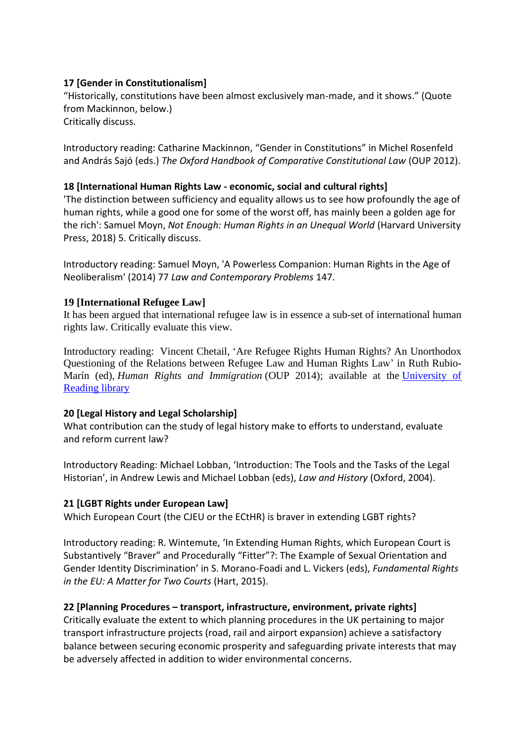**17 [Gender in Constitutionalism]**

"Historically, constitutions have been almost exclusively man-made, and it shows." (Quote from Mackinnon, below.)
Critically discuss.

Introductory reading: Catharine Mackinnon, "Gender in Constitutions" in Michel Rosenfeld and András Sajó (eds.) *The Oxford Handbook of Comparative Constitutional Law* (OUP 2012).

**18 [International Human Rights Law - economic, social and cultural rights]**

'The distinction between sufficiency and equality allows us to see how profoundly the age of human rights, while a good one for some of the worst off, has mainly been a golden age for the rich': Samuel Moyn, *Not Enough: Human Rights in an Unequal World* (Harvard University Press, 2018) 5. Critically discuss.

Introductory reading: Samuel Moyn, 'A Powerless Companion: Human Rights in the Age of Neoliberalism' (2014) 77 *Law and Contemporary Problems* 147.

**19 [International Refugee Law]**

It has been argued that international refugee law is in essence a sub-set of international human rights law. Critically evaluate this view.

Introductory reading: Vincent Chetail, 'Are Refugee Rights Human Rights? An Unorthodox Questioning of the Relations between Refugee Law and Human Rights Law' in Ruth Rubio-Marín (ed), *Human Rights and Immigration* (OUP 2014); available at the University of Reading library

**20 [Legal History and Legal Scholarship]**

What contribution can the study of legal history make to efforts to understand, evaluate and reform current law?

Introductory Reading: Michael Lobban, 'Introduction: The Tools and the Tasks of the Legal Historian', in Andrew Lewis and Michael Lobban (eds), *Law and History* (Oxford, 2004).

**21 [LGBT Rights under European Law]**

Which European Court (the CJEU or the ECtHR) is braver in extending LGBT rights?

Introductory reading: R. Wintemute, 'In Extending Human Rights, which European Court is Substantively "Braver" and Procedurally "Fitter"?: The Example of Sexual Orientation and Gender Identity Discrimination' in S. Morano-Foadi and L. Vickers (eds), *Fundamental Rights in the EU: A Matter for Two Courts* (Hart, 2015).

**22 [Planning Procedures – transport, infrastructure, environment, private rights]**

Critically evaluate the extent to which planning procedures in the UK pertaining to major transport infrastructure projects (road, rail and airport expansion) achieve a satisfactory balance between securing economic prosperity and safeguarding private interests that may be adversely affected in addition to wider environmental concerns.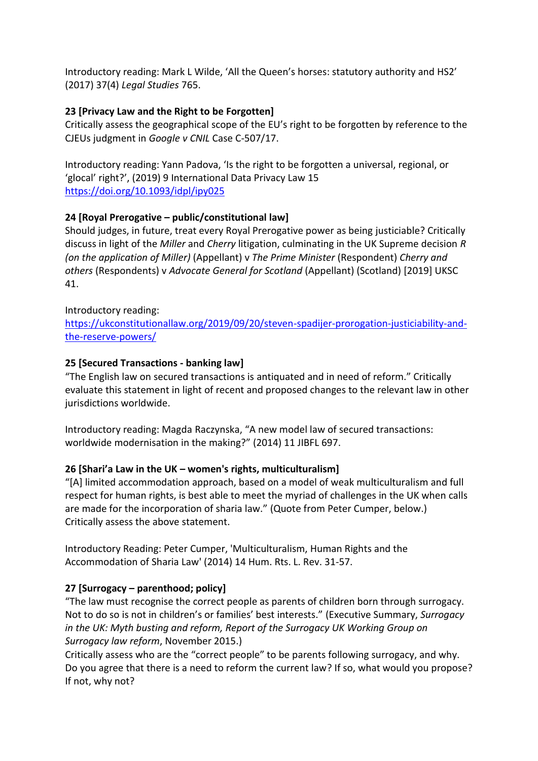Introductory reading: Mark L Wilde, 'All the Queen's horses: statutory authority and HS2' (2017) 37(4) *Legal Studies* 765.

**23 [Privacy Law and the Right to be Forgotten]**
Critically assess the geographical scope of the EU's right to be forgotten by reference to the CJEUs judgment in *Google v CNIL* Case C-507/17.

Introductory reading: Yann Padova, 'Is the right to be forgotten a universal, regional, or 'glocal' right?', (2019) 9 International Data Privacy Law 15 https://doi.org/10.1093/idpl/ipy025

**24 [Royal Prerogative – public/constitutional law]**
Should judges, in future, treat every Royal Prerogative power as being justiciable? Critically discuss in light of the *Miller* and *Cherry* litigation, culminating in the UK Supreme decision *R (on the application of Miller)* (Appellant) v *The Prime Minister* (Respondent) *Cherry and others* (Respondents) v *Advocate General for Scotland* (Appellant) (Scotland) [2019] UKSC 41.

Introductory reading:
https://ukconstitutionallaw.org/2019/09/20/steven-spadijer-prorogation-justiciability-and-the-reserve-powers/

**25 [Secured Transactions - banking law]**
"The English law on secured transactions is antiquated and in need of reform." Critically evaluate this statement in light of recent and proposed changes to the relevant law in other jurisdictions worldwide.

Introductory reading: Magda Raczynska, "A new model law of secured transactions: worldwide modernisation in the making?" (2014) 11 JIBFL 697.

**26 [Shari'a Law in the UK – women's rights, multiculturalism]**
"[A] limited accommodation approach, based on a model of weak multiculturalism and full respect for human rights, is best able to meet the myriad of challenges in the UK when calls are made for the incorporation of sharia law." (Quote from Peter Cumper, below.)
Critically assess the above statement.

Introductory Reading: Peter Cumper, 'Multiculturalism, Human Rights and the Accommodation of Sharia Law' (2014) 14 Hum. Rts. L. Rev. 31-57.

**27 [Surrogacy – parenthood; policy]**
"The law must recognise the correct people as parents of children born through surrogacy. Not to do so is not in children's or families' best interests." (Executive Summary, *Surrogacy in the UK: Myth busting and reform, Report of the Surrogacy UK Working Group on Surrogacy law reform*, November 2015.)
Critically assess who are the "correct people" to be parents following surrogacy, and why. Do you agree that there is a need to reform the current law? If so, what would you propose? If not, why not?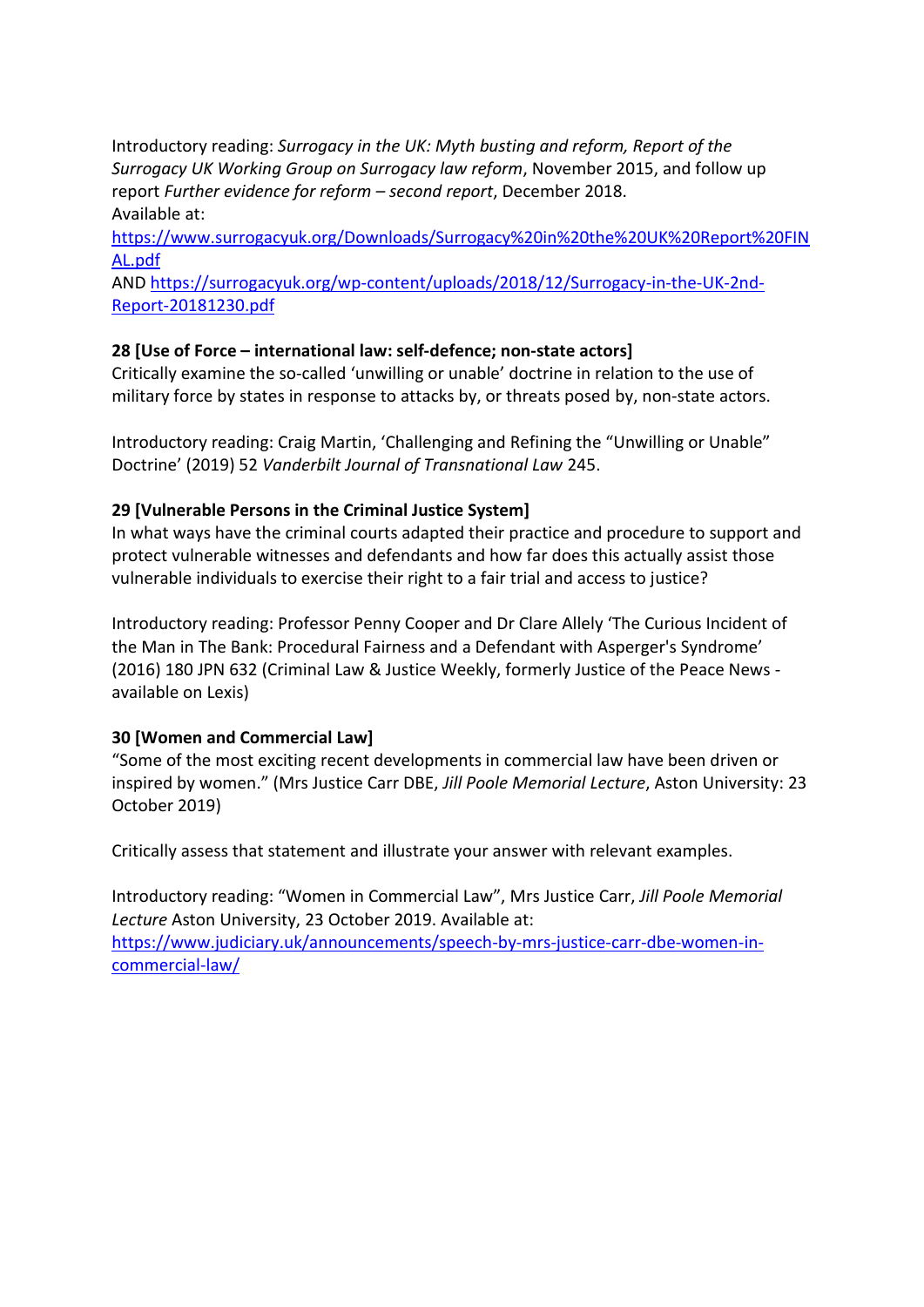Introductory reading: *Surrogacy in the UK: Myth busting and reform, Report of the Surrogacy UK Working Group on Surrogacy law reform*, November 2015, and follow up report *Further evidence for reform – second report*, December 2018.
Available at:
https://www.surrogacyuk.org/Downloads/Surrogacy%20in%20the%20UK%20Report%20FINAL.pdf
AND https://surrogacyuk.org/wp-content/uploads/2018/12/Surrogacy-in-the-UK-2nd-Report-20181230.pdf

**28 [Use of Force – international law: self-defence; non-state actors]**

Critically examine the so-called 'unwilling or unable' doctrine in relation to the use of military force by states in response to attacks by, or threats posed by, non-state actors.

Introductory reading: Craig Martin, 'Challenging and Refining the "Unwilling or Unable" Doctrine' (2019) 52 *Vanderbilt Journal of Transnational Law* 245.

**29 [Vulnerable Persons in the Criminal Justice System]**

In what ways have the criminal courts adapted their practice and procedure to support and protect vulnerable witnesses and defendants and how far does this actually assist those vulnerable individuals to exercise their right to a fair trial and access to justice?

Introductory reading: Professor Penny Cooper and Dr Clare Allely 'The Curious Incident of the Man in The Bank: Procedural Fairness and a Defendant with Asperger's Syndrome' (2016) 180 JPN 632 (Criminal Law & Justice Weekly, formerly Justice of the Peace News - available on Lexis)

**30 [Women and Commercial Law]**

"Some of the most exciting recent developments in commercial law have been driven or inspired by women." (Mrs Justice Carr DBE, *Jill Poole Memorial Lecture*, Aston University: 23 October 2019)

Critically assess that statement and illustrate your answer with relevant examples.

Introductory reading: "Women in Commercial Law", Mrs Justice Carr, *Jill Poole Memorial Lecture* Aston University, 23 October 2019. Available at:
https://www.judiciary.uk/announcements/speech-by-mrs-justice-carr-dbe-women-in-commercial-law/